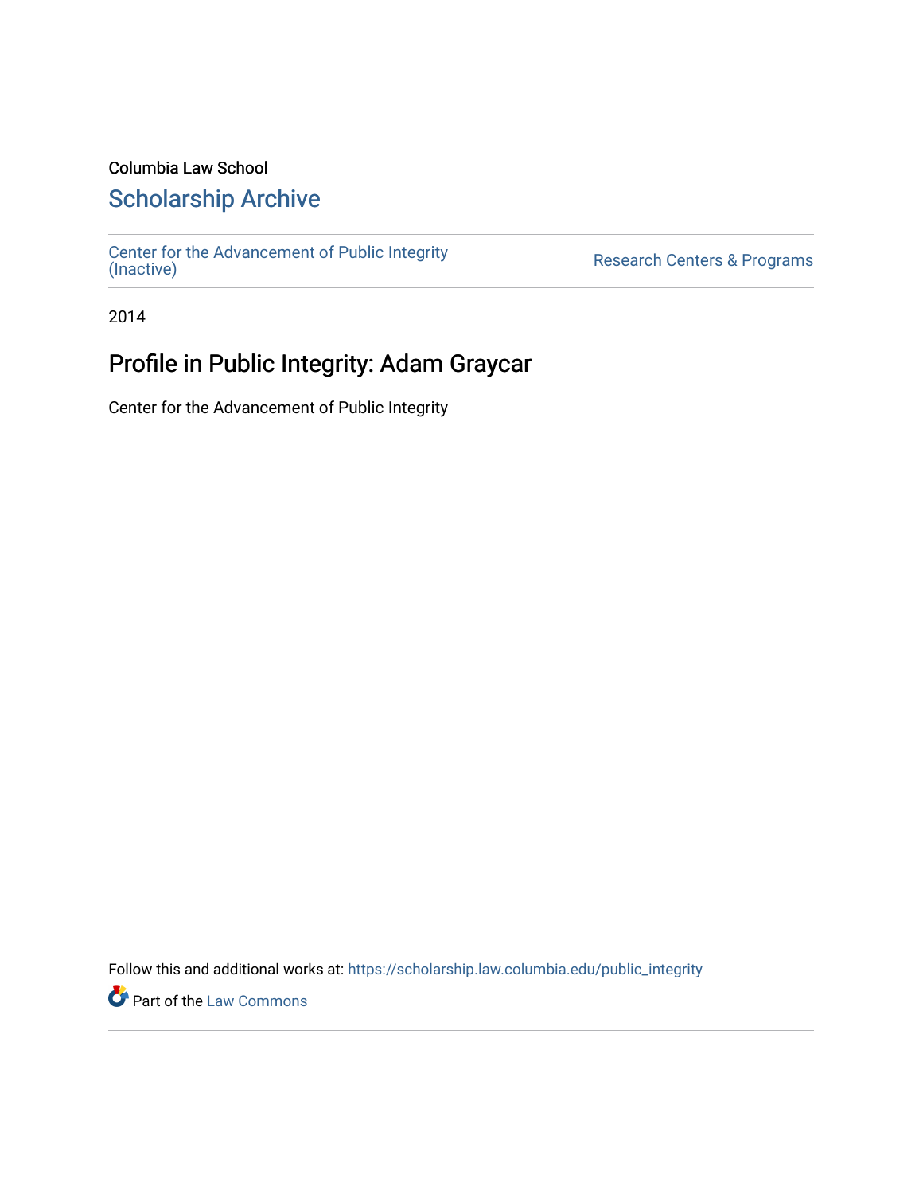Columbia Law School

# Scholarship Archive

Center for the Advancement of Public Integrity (Inactive)

Research Centers & Programs

2014

# Profile in Public Integrity: Adam Graycar

Center for the Advancement of Public Integrity

Follow this and additional works at: https://scholarship.law.columbia.edu/public_integrity

Part of the Law Commons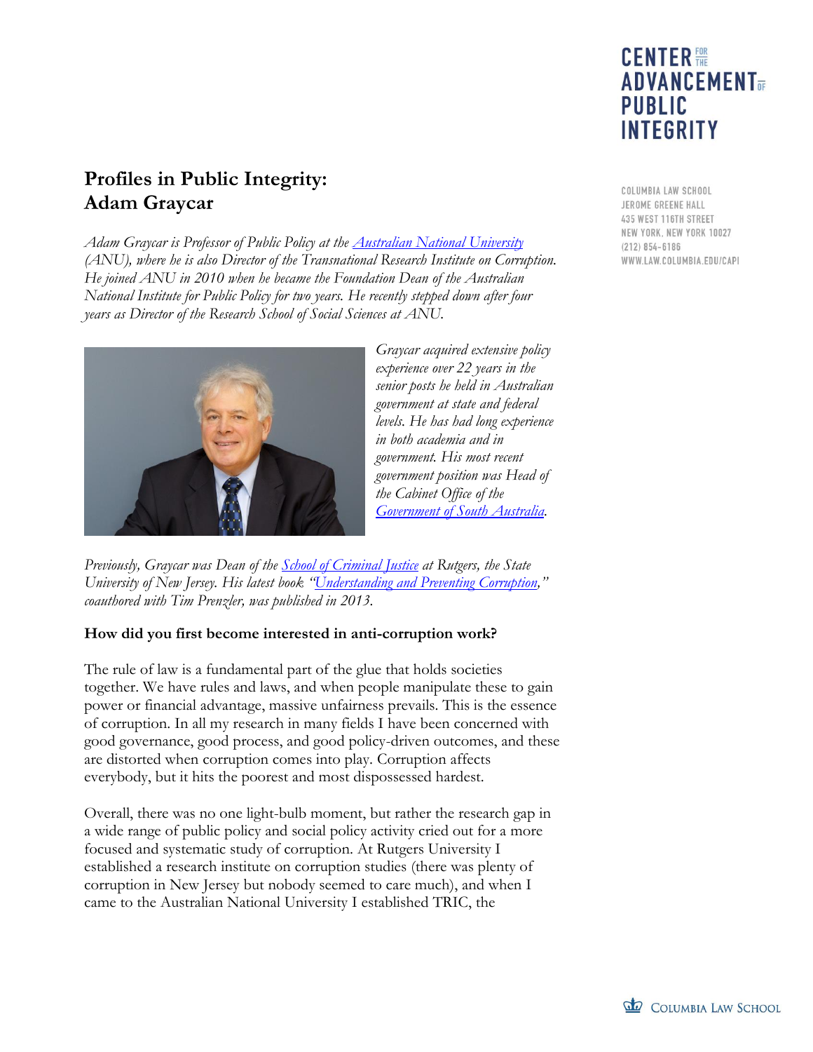# Profiles in Public Integrity: Adam Graycar

*Adam Graycar is Professor of Public Policy at the [Australian National University](#) (ANU), where he is also Director of the Transnational Research Institute on Corruption. He joined ANU in 2010 when he became the Foundation Dean of the Australian National Institute for Public Policy for two years. He recently stepped down after four years as Director of the Research School of Social Sciences at ANU.*

*Graycar acquired extensive policy experience over 22 years in the senior posts he held in Australian government at state and federal levels. He has had long experience in both academia and in government. His most recent government position was Head of the Cabinet Office of the [Government of South Australia](#).*

*Previously, Graycar was Dean of the [School of Criminal Justice](#) at Rutgers, the State University of New Jersey. His latest book "[Understanding and Preventing Corruption](#)," coauthored with Tim Prenzler, was published in 2013.*

**How did you first become interested in anti-corruption work?**

The rule of law is a fundamental part of the glue that holds societies together. We have rules and laws, and when people manipulate these to gain power or financial advantage, massive unfairness prevails. This is the essence of corruption. In all my research in many fields I have been concerned with good governance, good process, and good policy-driven outcomes, and these are distorted when corruption comes into play. Corruption affects everybody, but it hits the poorest and most dispossessed hardest.

Overall, there was no one light-bulb moment, but rather the research gap in a wide range of public policy and social policy activity cried out for a more focused and systematic study of corruption. At Rutgers University I established a research institute on corruption studies (there was plenty of corruption in New Jersey but nobody seemed to care much), and when I came to the Australian National University I established TRIC, the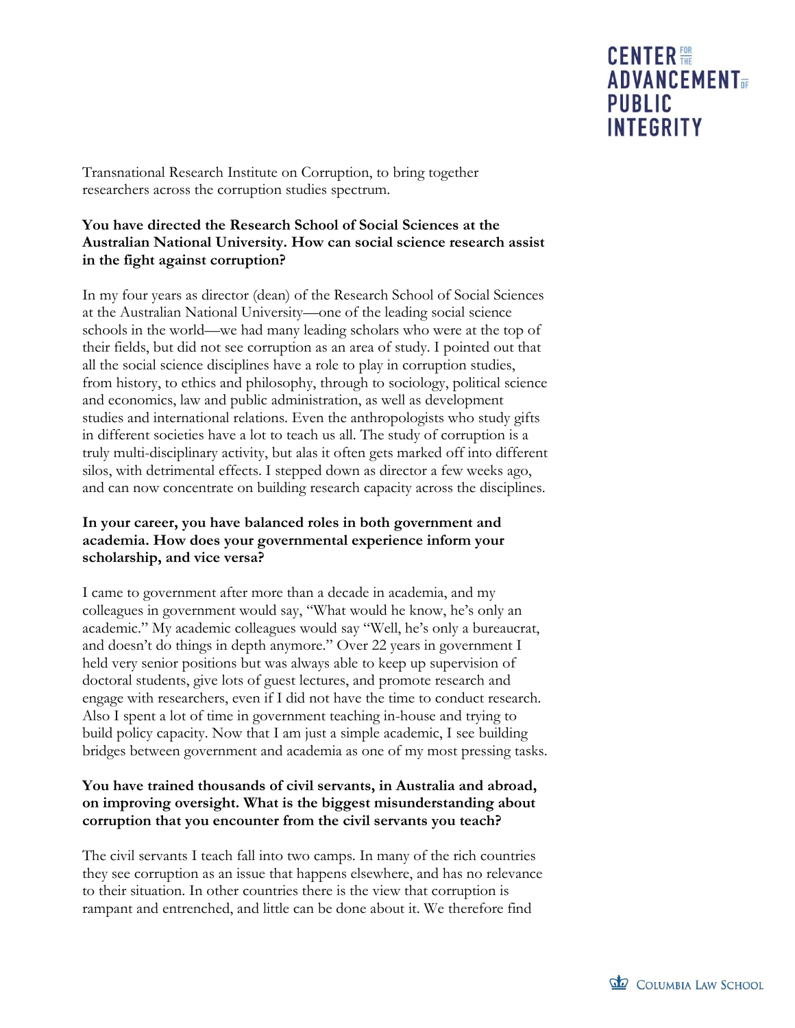Transnational Research Institute on Corruption, to bring together researchers across the corruption studies spectrum.

**You have directed the Research School of Social Sciences at the Australian National University. How can social science research assist in the fight against corruption?**

In my four years as director (dean) of the Research School of Social Sciences at the Australian National University—one of the leading social science schools in the world—we had many leading scholars who were at the top of their fields, but did not see corruption as an area of study. I pointed out that all the social science disciplines have a role to play in corruption studies, from history, to ethics and philosophy, through to sociology, political science and economics, law and public administration, as well as development studies and international relations. Even the anthropologists who study gifts in different societies have a lot to teach us all. The study of corruption is a truly multi-disciplinary activity, but alas it often gets marked off into different silos, with detrimental effects. I stepped down as director a few weeks ago, and can now concentrate on building research capacity across the disciplines.

**In your career, you have balanced roles in both government and academia. How does your governmental experience inform your scholarship, and vice versa?**

I came to government after more than a decade in academia, and my colleagues in government would say, "What would he know, he's only an academic." My academic colleagues would say "Well, he's only a bureaucrat, and doesn't do things in depth anymore." Over 22 years in government I held very senior positions but was always able to keep up supervision of doctoral students, give lots of guest lectures, and promote research and engage with researchers, even if I did not have the time to conduct research. Also I spent a lot of time in government teaching in-house and trying to build policy capacity. Now that I am just a simple academic, I see building bridges between government and academia as one of my most pressing tasks.

**You have trained thousands of civil servants, in Australia and abroad, on improving oversight. What is the biggest misunderstanding about corruption that you encounter from the civil servants you teach?**

The civil servants I teach fall into two camps. In many of the rich countries they see corruption as an issue that happens elsewhere, and has no relevance to their situation. In other countries there is the view that corruption is rampant and entrenched, and little can be done about it. We therefore find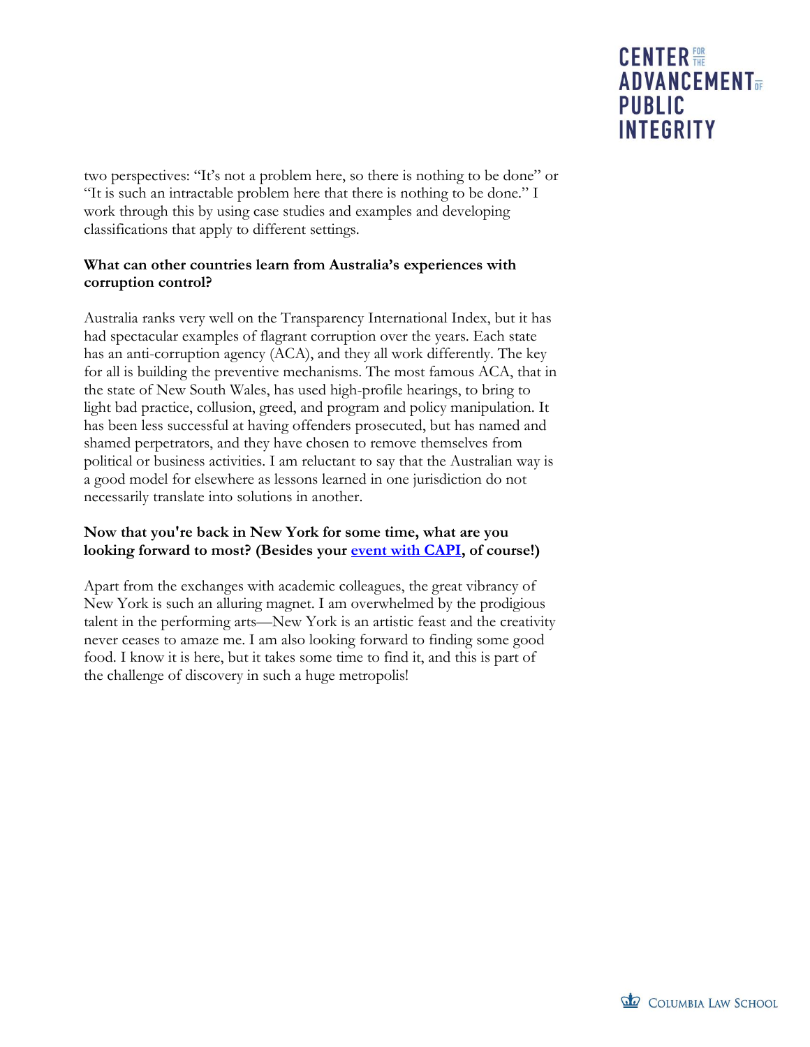two perspectives: "It's not a problem here, so there is nothing to be done" or "It is such an intractable problem here that there is nothing to be done." I work through this by using case studies and examples and developing classifications that apply to different settings.

**What can other countries learn from Australia's experiences with corruption control?**

Australia ranks very well on the Transparency International Index, but it has had spectacular examples of flagrant corruption over the years. Each state has an anti-corruption agency (ACA), and they all work differently. The key for all is building the preventive mechanisms. The most famous ACA, that in the state of New South Wales, has used high-profile hearings, to bring to light bad practice, collusion, greed, and program and policy manipulation. It has been less successful at having offenders prosecuted, but has named and shamed perpetrators, and they have chosen to remove themselves from political or business activities. I am reluctant to say that the Australian way is a good model for elsewhere as lessons learned in one jurisdiction do not necessarily translate into solutions in another.

**Now that you're back in New York for some time, what are you looking forward to most? (Besides your event with CAPI, of course!)**

Apart from the exchanges with academic colleagues, the great vibrancy of New York is such an alluring magnet. I am overwhelmed by the prodigious talent in the performing arts—New York is an artistic feast and the creativity never ceases to amaze me. I am also looking forward to finding some good food. I know it is here, but it takes some time to find it, and this is part of the challenge of discovery in such a huge metropolis!